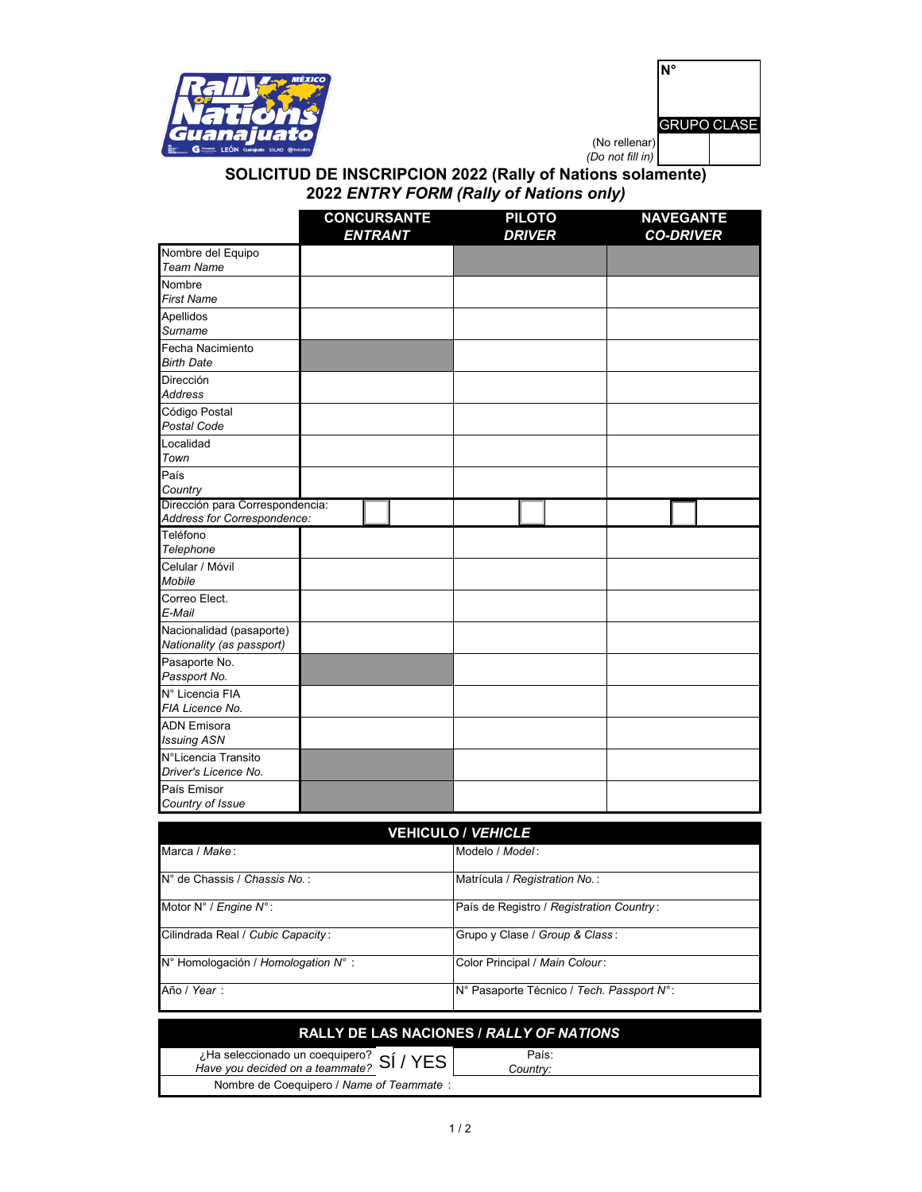| N° | |
|---|---|
| GRUPO | CLASE |
| | |

(No rellenar)
*(Do not fill in)*

# SOLICITUD DE INSCRIPCION 2022 (Rally of Nations solamente)
## 2022 *ENTRY FORM (Rally of Nations only)*

| | CONCURSANTE *ENTRANT* | PILOTO *DRIVER* | NAVEGANTE *CO-DRIVER* |
|---|---|---|---|
| Nombre del Equipo *Team Name* | | | |
| Nombre *First Name* | | | |
| Apellidos *Surname* | | | |
| Fecha Nacimiento *Birth Date* | | | |
| Dirección *Address* | | | |
| Código Postal *Postal Code* | | | |
| Localidad *Town* | | | |
| País *Country* | | | |
| Dirección para Correspondencia: *Address for Correspondence:* | ☐ | ☐ | ☐ |
| Teléfono *Telephone* | | | |
| Celular / Móvil *Mobile* | | | |
| Correo Elect. *E-Mail* | | | |
| Nacionalidad (pasaporte) *Nationality (as passport)* | | | |
| Pasaporte No. *Passport No.* | | | |
| N° Licencia FIA *FIA Licence No.* | | | |
| ADN Emisora *Issuing ASN* | | | |
| N°Licencia Transito *Driver's Licence No.* | | | |
| País Emisor *Country of Issue* | | | |

| VEHICULO / *VEHICLE* | |
|---|---|
| Marca / *Make*: | Modelo / *Model*: |
| N° de Chassis / *Chassis No.*: | Matrícula / *Registration No.*: |
| Motor N° / *Engine N°*: | País de Registro / *Registration Country*: |
| Cilindrada Real / *Cubic Capacity*: | Grupo y Clase / *Group & Class*: |
| N° Homologación / *Homologation N°*: | Color Principal / *Main Colour*: |
| Año / *Year*: | N° Pasaporte Técnico / *Tech. Passport N°*: |

| RALLY DE LAS NACIONES / *RALLY OF NATIONS* | |
|---|---|
| ¿Ha seleccionado un coequipero? *Have you decided on a teammate?* SÍ / YES | País: *Country:* |
| Nombre de Coequipero / *Name of Teammate*: | |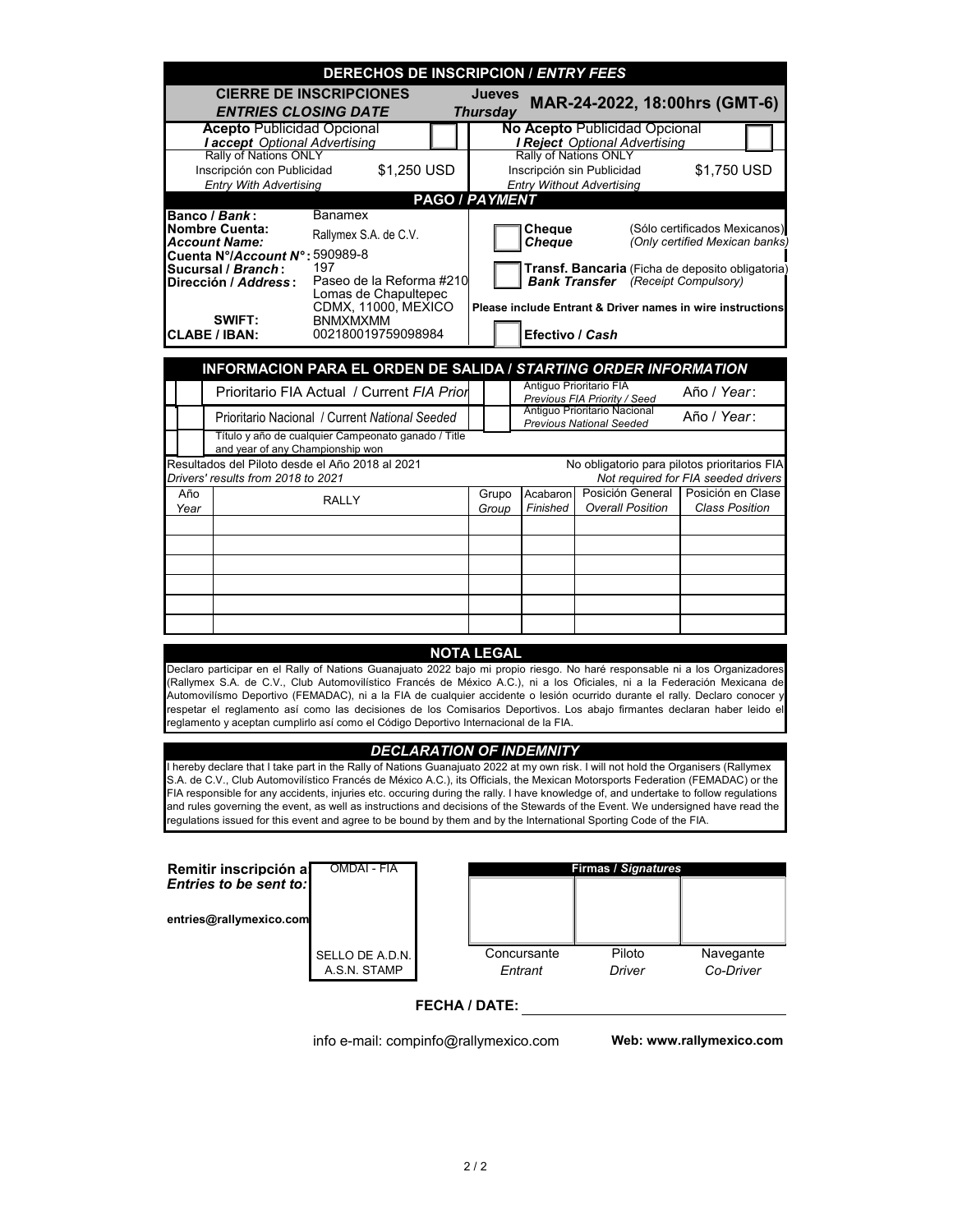## DERECHOS DE INSCRIPCION / *ENTRY FEES*

| **CIERRE DE INSCRIPCIONES** *ENTRIES CLOSING DATE* | **Jueves** *Thursday* | **MAR-24-2022, 18:00hrs (GMT-6)** |
|---|---|---|

| | | | |
|---|---|---|---|
| **Acepto** Publicidad Opcional / ***I accept*** *Optional Advertising* | ☐ | **No Acepto** Publicidad Opcional / ***I Reject*** *Optional Advertising* | ☐ |
| Rally of Nations ONLY<br>Inscripción con Publicidad<br>*Entry With Advertising* | $1,250 USD | Rally of Nations ONLY<br>Inscripción sin Publicidad<br>*Entry Without Advertising* | $1,750 USD |

## PAGO / *PAYMENT*

| | |
|---|---|
| **Banco /** ***Bank*****:** | Banamex |
| **Nombre Cuenta:** ***Account Name:*** | Rallymex S.A. de C.V. |
| **Cuenta N°/*****Account N°*****:** | 590989-8 |
| **Sucursal /** ***Branch*****:** | 197 |
| **Dirección /** ***Address*****:** | Paseo de la Reforma #210<br>Lomas de Chapultepec<br>CDMX, 11000, MEXICO |
| **SWIFT:** | BNMXMXMM |
| **CLABE / IBAN:** | 002180019759098984 |

☐ **Cheque** / ***Cheque*** (Sólo certificados Mexicanos) *(Only certified Mexican banks)*

☐ **Transf. Bancaria** (Ficha de deposito obligatoria) ***Bank Transfer*** *(Receipt Compulsory)*

**Please include Entrant & Driver names in wire instructions**

☐ **Efectivo /** ***Cash***

## INFORMACION PARA EL ORDEN DE SALIDA / *STARTING ORDER INFORMATION*

| | | | |
|---|---|---|---|
| ☐ Prioritario FIA Actual / Current *FIA Prior* | ☐ Antiguo Prioritario FIA *Previous FIA Priority / Seed* | Año / *Year*: | |
| ☐ Prioritario Nacional / Current *National Seeded* | ☐ Antiguo Prioritario Nacional *Previous National Seeded* | Año / *Year*: | |
| ☐ Título y año de cualquier Campeonato ganado / Title and year of any Championship won | | | |

Resultados del Piloto desde el Año 2018 al 2021 / *Drivers' results from 2018 to 2021*

No obligatorio para pilotos prioritarios FIA / *Not required for FIA seeded drivers*

| Año *Year* | RALLY | Grupo *Group* | Acabaron *Finished* | Posición General *Overall Position* | Posición en Clase *Class Position* |
|---|---|---|---|---|---|
| | | | | | |
| | | | | | |
| | | | | | |
| | | | | | |
| | | | | | |
| | | | | | |

## NOTA LEGAL

Declaro participar en el Rally of Nations Guanajuato 2022 bajo mi propio riesgo. No haré responsable ni a los Organizadores (Rallymex S.A. de C.V., Club Automovilístico Francés de México A.C.), ni a los Oficiales, ni a la Federación Mexicana de Automovilísmo Deportivo (FEMADAC), ni a la FIA de cualquier accidente o lesión ocurrido durante el rally. Declaro conocer y respetar el reglamento así como las decisiones de los Comisarios Deportivos. Los abajo firmantes declaran haber leido el reglamento y aceptan cumplirlo así como el Código Deportivo Internacional de la FIA.

## *DECLARATION OF INDEMNITY*

I hereby declare that I take part in the Rally of Nations Guanajuato 2022 at my own risk. I will not hold the Organisers (Rallymex S.A. de C.V., Club Automovilístico Francés de México A.C.), its Officials, the Mexican Motorsports Federation (FEMADAC) or the FIA responsible for any accidents, injuries etc. occuring during the rally. I have knowledge of, and undertake to follow regulations and rules governing the event, as well as instructions and decisions of the Stewards of the Event. We undersigned have read the regulations issued for this event and agree to be bound by them and by the International Sporting Code of the FIA.

**Remitir inscripción a** / ***Entries to be sent to:***

**entries@rallymexico.com**

OMDAI - FIA

SELLO DE A.D.N. / A.S.N. STAMP

| Firmas / *Signatures* | | |
|---|---|---|
| | | |
| Concursante *Entrant* | Piloto *Driver* | Navegante *Co-Driver* |

**FECHA / DATE:** ______________________

info e-mail: compinfo@rallymexico.com **Web: www.rallymexico.com**